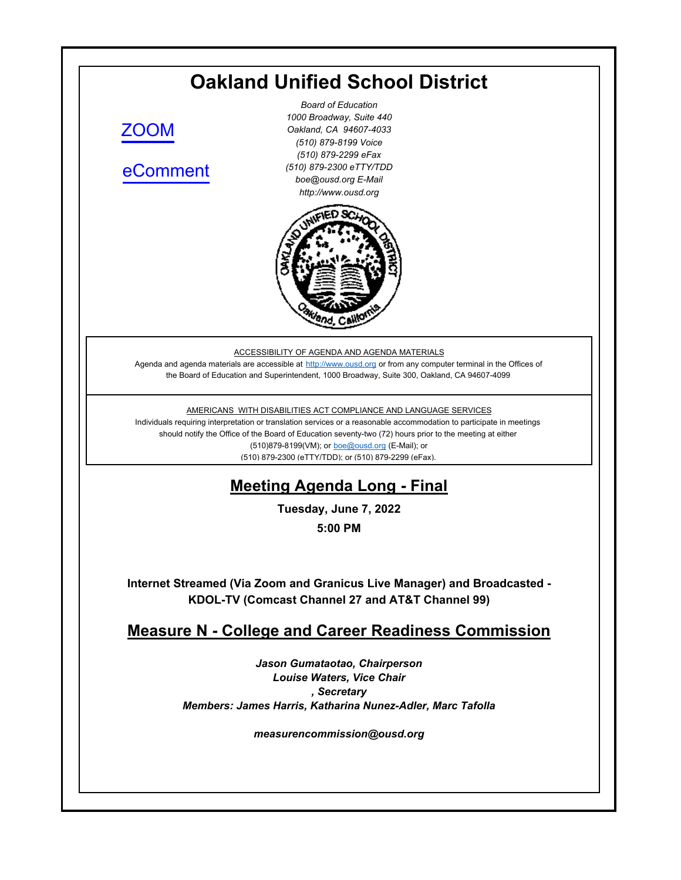# Oakland Unified School District

ZOOM

eComment

*Board of Education*
*1000 Broadway, Suite 440*
*Oakland, CA 94607-4033*
*(510) 879-8199 Voice*
*(510) 879-2299 eFax*
*(510) 879-2300 eTTY/TDD*
*boe@ousd.org E-Mail*
*http://www.ousd.org*

ACCESSIBILITY OF AGENDA AND AGENDA MATERIALS

Agenda and agenda materials are accessible at http://www.ousd.org or from any computer terminal in the Offices of the Board of Education and Superintendent, 1000 Broadway, Suite 300, Oakland, CA 94607-4099

AMERICANS WITH DISABILITIES ACT COMPLIANCE AND LANGUAGE SERVICES

Individuals requiring interpretation or translation services or a reasonable accommodation to participate in meetings should notify the Office of the Board of Education seventy-two (72) hours prior to the meeting at either (510)879-8199(VM); or boe@ousd.org (E-Mail); or (510) 879-2300 (eTTY/TDD); or (510) 879-2299 (eFax).

## Meeting Agenda Long - Final

**Tuesday, June 7, 2022**

**5:00 PM**

**Internet Streamed (Via Zoom and Granicus Live Manager) and Broadcasted - KDOL-TV (Comcast Channel 27 and AT&T Channel 99)**

## Measure N - College and Career Readiness Commission

***Jason Gumataotao, Chairperson***
***Louise Waters, Vice Chair***
***, Secretary***
***Members: James Harris, Katharina Nunez-Adler, Marc Tafolla***

***measurencommission@ousd.org***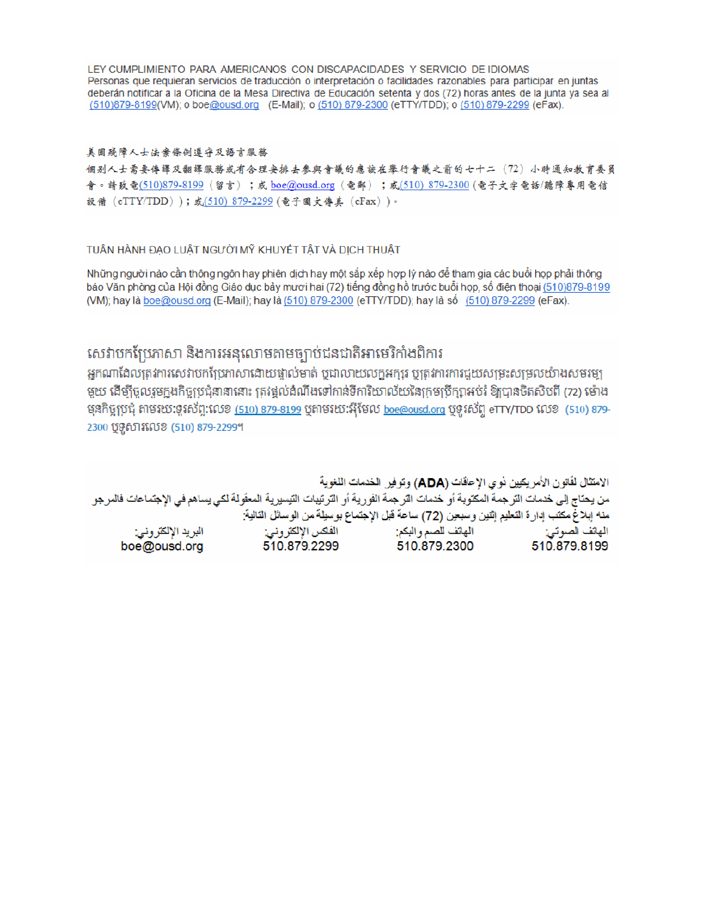LEY CUMPLIMIENTO PARA AMERICANOS CON DISCAPACIDADES Y SERVICIO DE IDIOMAS
Personas que requieran servicios de traducción o interpretación o facilidades razonables para participar en juntas deberán notificar a la Oficina de la Mesa Directiva de Educación setenta y dos (72) horas antes de la junta ya sea al (510)879-8199(VM); o boe@ousd.org (E-Mail); o (510) 879-2300 (eTTY/TDD); o (510) 879-2299 (eFax).

美國殘障人士法案條例遵守及語言服務
個別人士需要傳譯及翻譯服務或有合理安排去參與會議的應該在舉行會議之前的七十二（72）小時通知教育委員會。請致電(510)879-8199（留言）；或 boe@ousd.org（電郵）；或(510) 879-2300（電子文字電話/聽障專用電信設備（eTTY/TDD））；或(510) 879-2299（電子圖文傳真（eFax））。

TUÂN HÀNH ĐẠO LUẬT NGƯỜI MỸ KHUYẾT TẬT VÀ DỊCH THUẬT

Những người nào cần thông ngôn hay phiên dịch hay một sắp xếp hợp lý nào để tham gia các buổi họp phải thông báo Văn phòng của Hội đồng Giáo dục bảy mươi hai (72) tiếng đồng hồ trước buổi họp, số điện thoại (510)879-8199 (VM); hay là boe@ousd.org (E-Mail); hay là (510) 879-2300 (eTTY/TDD); hay là số (510) 879-2299 (eFax).

សេវាបកប្រែភាសា និងការអនុលោមតាមច្បាប់ជនជាតិអាមេរិកាំងពិការ
អ្នកណាដែលត្រូវការសេវាបកប្រែភាសាដោយផ្ទាល់មាត់ ឬជាលាយលក្ខអក្សរ ឬត្រូវការការជួយសម្រះសម្រួលយ៉ាងសមរម្យមួយ ដើម្បីចូលរួមក្នុងកិច្ចប្រជុំនានានោះ ត្រូវផ្តល់ដំណឹងទៅកាន់ទីការិយាល័យនៃក្រុមប្រឹក្សាអប់រំ ឱ្យបានចិតសិបពីរ (72) ម៉ោង មុនកិច្ចប្រជុំ តាមរយៈទូរស័ព្ទ:លេខ (510) 879-8199 ឬតាមរយៈអ៊ីមែល boe@ousd.org ឬទូរស័ព្ទ eTTY/TDD លេខ (510) 879-2300 ឬទូសារលេខ (510) 879-2299។

الامتثال لقانون الأمريكيين ذوي الإعاقات (ADA) وتوفير الخدمات اللغوية
من يحتاج إلى خدمات الترجمة المكتوبة أو خدمات الترجمة الفورية أو الترتيبات التيسيرية المعقولة لكي يساهم في الإجتماعات فالمرجو منه إبلاغ مكتب إدارة التعليم إثنين وسبعين (72) ساعة قبل الإجتماع بوسيلة من الوسائل التالية:

| الهاتف الصوتي: | الهاتف للصم والبكم: | الفكس الإلكتروني: | البريد الإلكتروني: |
|---|---|---|---|
| 510.879.8199 | 510.879.2300 | 510.879.2299 | boe@ousd.org |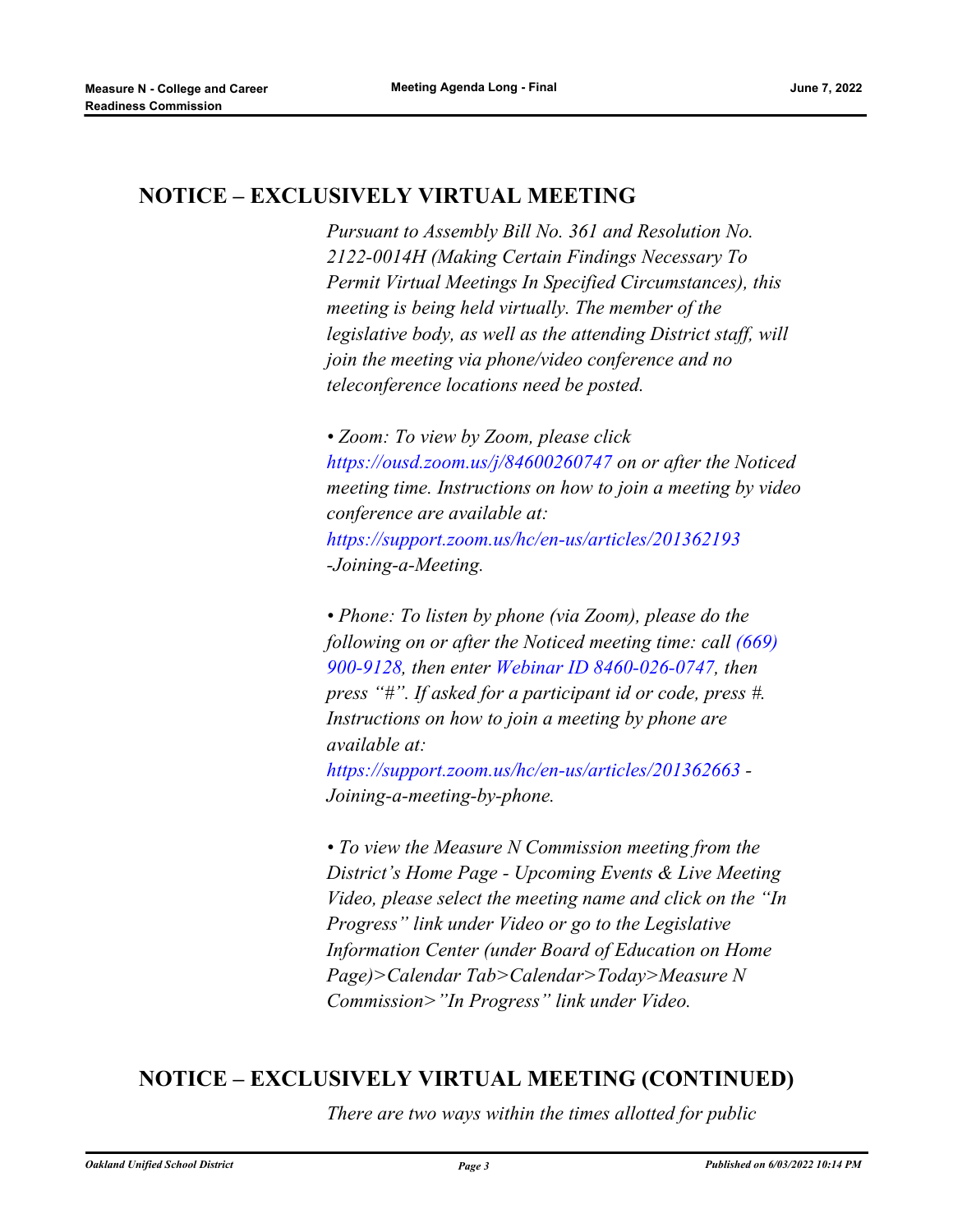## NOTICE – EXCLUSIVELY VIRTUAL MEETING

*Pursuant to Assembly Bill No. 361 and Resolution No. 2122-0014H (Making Certain Findings Necessary To Permit Virtual Meetings In Specified Circumstances), this meeting is being held virtually. The member of the legislative body, as well as the attending District staff, will join the meeting via phone/video conference and no teleconference locations need be posted.*

*• Zoom: To view by Zoom, please click https://ousd.zoom.us/j/84600260747 on or after the Noticed meeting time. Instructions on how to join a meeting by video conference are available at: https://support.zoom.us/hc/en-us/articles/201362193 -Joining-a-Meeting.*

*• Phone: To listen by phone (via Zoom), please do the following on or after the Noticed meeting time: call (669) 900-9128, then enter Webinar ID 8460-026-0747, then press "#". If asked for a participant id or code, press #. Instructions on how to join a meeting by phone are available at: https://support.zoom.us/hc/en-us/articles/201362663 - Joining-a-meeting-by-phone.*

*• To view the Measure N Commission meeting from the District's Home Page - Upcoming Events & Live Meeting Video, please select the meeting name and click on the "In Progress" link under Video or go to the Legislative Information Center (under Board of Education on Home Page)>Calendar Tab>Calendar>Today>Measure N Commission>"In Progress" link under Video.*

## NOTICE – EXCLUSIVELY VIRTUAL MEETING (CONTINUED)

*There are two ways within the times allotted for public*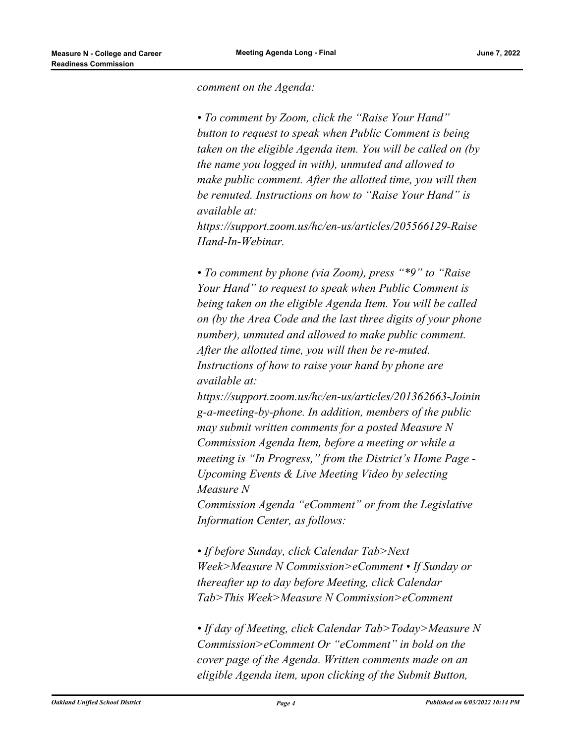*comment on the Agenda:*

*• To comment by Zoom, click the "Raise Your Hand" button to request to speak when Public Comment is being taken on the eligible Agenda item. You will be called on (by the name you logged in with), unmuted and allowed to make public comment. After the allotted time, you will then be remuted. Instructions on how to "Raise Your Hand" is available at: https://support.zoom.us/hc/en-us/articles/205566129-Raise Hand-In-Webinar.*

*• To comment by phone (via Zoom), press "*9" to "Raise Your Hand" to request to speak when Public Comment is being taken on the eligible Agenda Item. You will be called on (by the Area Code and the last three digits of your phone number), unmuted and allowed to make public comment. After the allotted time, you will then be re-muted. Instructions of how to raise your hand by phone are available at: https://support.zoom.us/hc/en-us/articles/201362663-Joining-a-meeting-by-phone. In addition, members of the public may submit written comments for a posted Measure N Commission Agenda Item, before a meeting or while a meeting is "In Progress," from the District's Home Page - Upcoming Events & Live Meeting Video by selecting Measure N Commission Agenda "eComment" or from the Legislative Information Center, as follows:*

*• If before Sunday, click Calendar Tab>Next Week>Measure N Commission>eComment • If Sunday or thereafter up to day before Meeting, click Calendar Tab>This Week>Measure N Commission>eComment*

*• If day of Meeting, click Calendar Tab>Today>Measure N Commission>eComment Or "eComment" in bold on the cover page of the Agenda. Written comments made on an eligible Agenda item, upon clicking of the Submit Button,*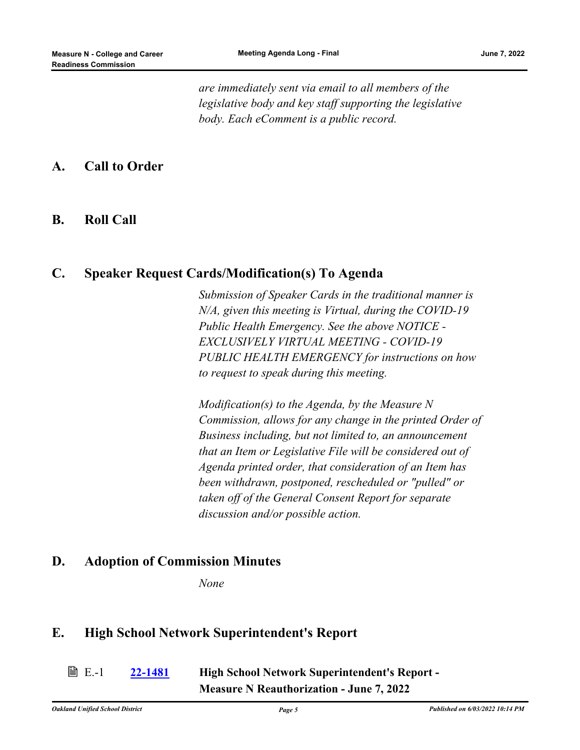*are immediately sent via email to all members of the legislative body and key staff supporting the legislative body. Each eComment is a public record.*

## A. Call to Order

## B. Roll Call

## C. Speaker Request Cards/Modification(s) To Agenda

*Submission of Speaker Cards in the traditional manner is N/A, given this meeting is Virtual, during the COVID-19 Public Health Emergency. See the above NOTICE - EXCLUSIVELY VIRTUAL MEETING - COVID-19 PUBLIC HEALTH EMERGENCY for instructions on how to request to speak during this meeting.*

*Modification(s) to the Agenda, by the Measure N Commission, allows for any change in the printed Order of Business including, but not limited to, an announcement that an Item or Legislative File will be considered out of Agenda printed order, that consideration of an Item has been withdrawn, postponed, rescheduled or "pulled" or taken off of the General Consent Report for separate discussion and/or possible action.*

## D. Adoption of Commission Minutes

*None*

## E. High School Network Superintendent's Report

E.-1 **22-1481** **High School Network Superintendent's Report - Measure N Reauthorization - June 7, 2022**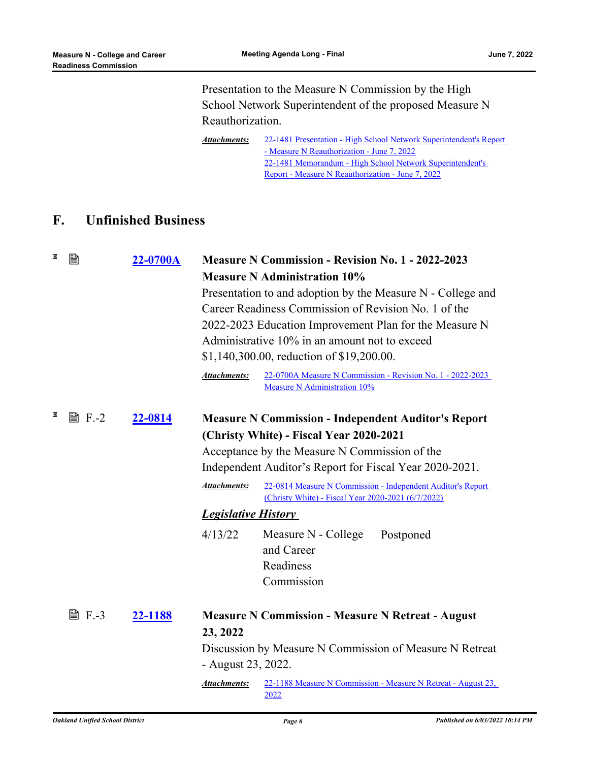Presentation to the Measure N Commission by the High School Network Superintendent of the proposed Measure N Reauthorization.

***Attachments:*** 22-1481 Presentation - High School Network Superintendent's Report - Measure N Reauthorization - June 7, 2022
22-1481 Memorandum - High School Network Superintendent's Report - Measure N Reauthorization - June 7, 2022

## F. Unfinished Business

**22-0700A** **Measure N Commission - Revision No. 1 - 2022-2023 Measure N Administration 10%**

Presentation to and adoption by the Measure N - College and Career Readiness Commission of Revision No. 1 of the 2022-2023 Education Improvement Plan for the Measure N Administrative 10% in an amount not to exceed $1,140,300.00, reduction of $19,200.00.

***Attachments:*** 22-0700A Measure N Commission - Revision No. 1 - 2022-2023 Measure N Administration 10%

F.-2 **22-0814** **Measure N Commission - Independent Auditor's Report (Christy White) - Fiscal Year 2020-2021**

Acceptance by the Measure N Commission of the Independent Auditor's Report for Fiscal Year 2020-2021.

***Attachments:*** 22-0814 Measure N Commission - Independent Auditor's Report (Christy White) - Fiscal Year 2020-2021 (6/7/2022)

***Legislative History***

| | | |
|---|---|---|
| 4/13/22 | Measure N - College and Career Readiness Commission | Postponed |

F.-3 **22-1188** **Measure N Commission - Measure N Retreat - August 23, 2022**

Discussion by Measure N Commission of Measure N Retreat - August 23, 2022.

***Attachments:*** 22-1188 Measure N Commission - Measure N Retreat - August 23, 2022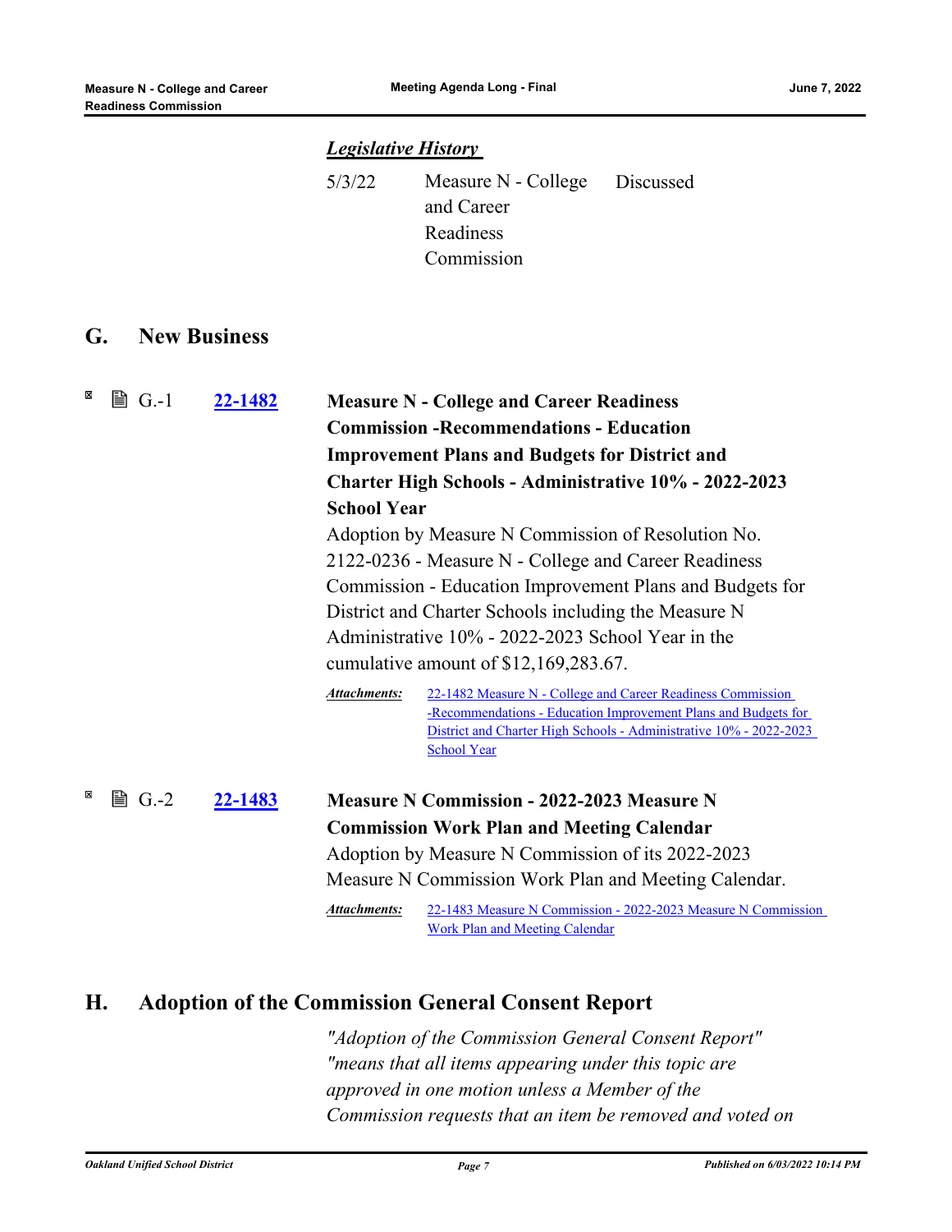***Legislative History***

| | | |
|---|---|---|
| 5/3/22 | Measure N - College and Career Readiness Commission | Discussed |

## G. New Business

**G.-1** **22-1482**

**Measure N - College and Career Readiness Commission -Recommendations - Education Improvement Plans and Budgets for District and Charter High Schools - Administrative 10% - 2022-2023 School Year**

Adoption by Measure N Commission of Resolution No. 2122-0236 - Measure N - College and Career Readiness Commission - Education Improvement Plans and Budgets for District and Charter Schools including the Measure N Administrative 10% - 2022-2023 School Year in the cumulative amount of $12,169,283.67.

***Attachments:*** 22-1482 Measure N - College and Career Readiness Commission -Recommendations - Education Improvement Plans and Budgets for District and Charter High Schools - Administrative 10% - 2022-2023 School Year

**G.-2** **22-1483**

**Measure N Commission - 2022-2023 Measure N Commission Work Plan and Meeting Calendar**

Adoption by Measure N Commission of its 2022-2023 Measure N Commission Work Plan and Meeting Calendar.

***Attachments:*** 22-1483 Measure N Commission - 2022-2023 Measure N Commission Work Plan and Meeting Calendar

## H. Adoption of the Commission General Consent Report

*"Adoption of the Commission General Consent Report" "means that all items appearing under this topic are approved in one motion unless a Member of the Commission requests that an item be removed and voted on*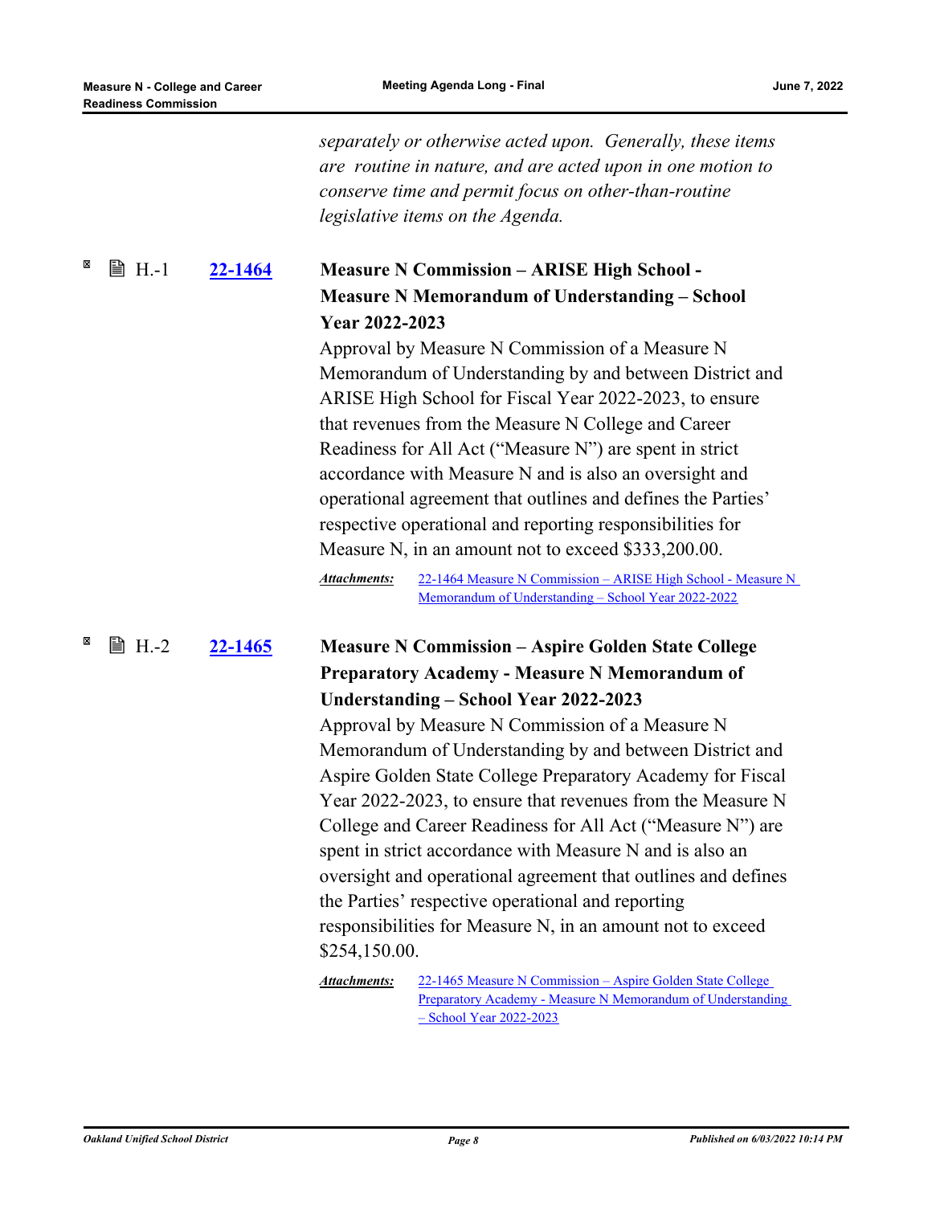*separately or otherwise acted upon. Generally, these items are routine in nature, and are acted upon in one motion to conserve time and permit focus on other-than-routine legislative items on the Agenda.*

**H.-1 [22-1464](#)** **Measure N Commission – ARISE High School - Measure N Memorandum of Understanding – School Year 2022-2023**

Approval by Measure N Commission of a Measure N Memorandum of Understanding by and between District and ARISE High School for Fiscal Year 2022-2023, to ensure that revenues from the Measure N College and Career Readiness for All Act ("Measure N") are spent in strict accordance with Measure N and is also an oversight and operational agreement that outlines and defines the Parties' respective operational and reporting responsibilities for Measure N, in an amount not to exceed $333,200.00.

***Attachments:*** [22-1464 Measure N Commission – ARISE High School - Measure N Memorandum of Understanding – School Year 2022-2022](#)

**H.-2 [22-1465](#)** **Measure N Commission – Aspire Golden State College Preparatory Academy - Measure N Memorandum of Understanding – School Year 2022-2023**

Approval by Measure N Commission of a Measure N Memorandum of Understanding by and between District and Aspire Golden State College Preparatory Academy for Fiscal Year 2022-2023, to ensure that revenues from the Measure N College and Career Readiness for All Act ("Measure N") are spent in strict accordance with Measure N and is also an oversight and operational agreement that outlines and defines the Parties' respective operational and reporting responsibilities for Measure N, in an amount not to exceed $254,150.00.

***Attachments:*** [22-1465 Measure N Commission – Aspire Golden State College Preparatory Academy - Measure N Memorandum of Understanding – School Year 2022-2023](#)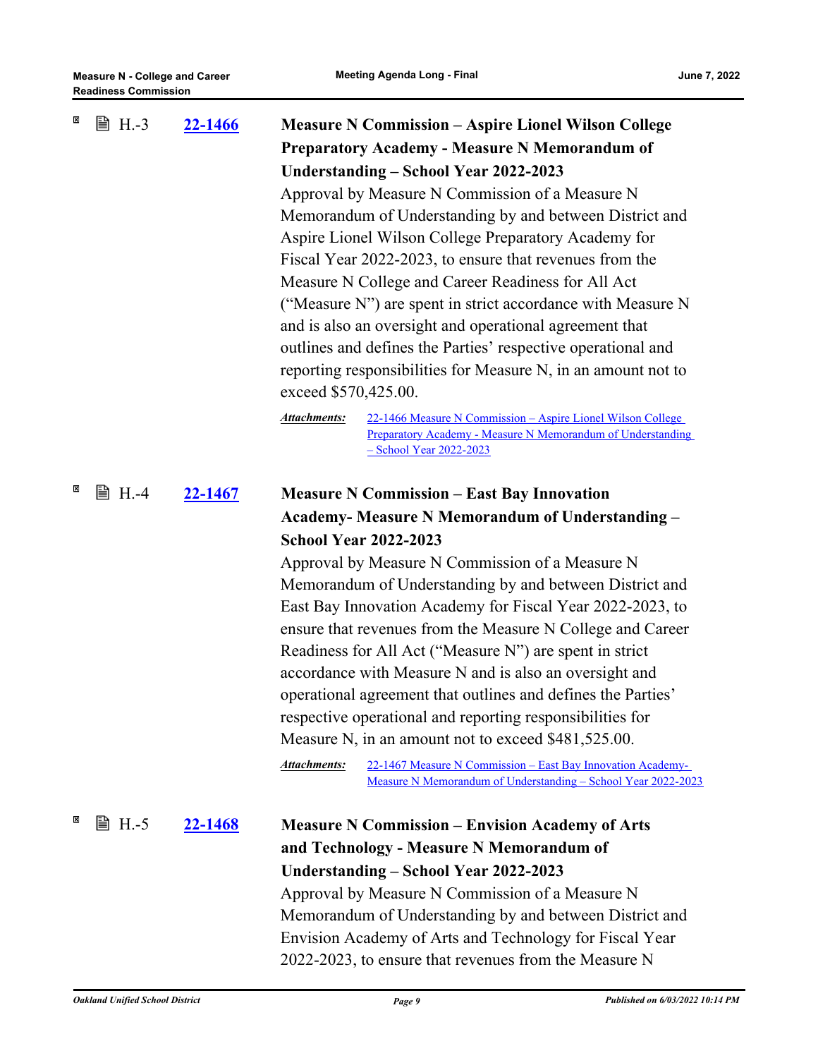**H.-3** **22-1466** **Measure N Commission – Aspire Lionel Wilson College Preparatory Academy - Measure N Memorandum of Understanding – School Year 2022-2023**

Approval by Measure N Commission of a Measure N Memorandum of Understanding by and between District and Aspire Lionel Wilson College Preparatory Academy for Fiscal Year 2022-2023, to ensure that revenues from the Measure N College and Career Readiness for All Act ("Measure N") are spent in strict accordance with Measure N and is also an oversight and operational agreement that outlines and defines the Parties' respective operational and reporting responsibilities for Measure N, in an amount not to exceed $570,425.00.

***Attachments:*** 22-1466 Measure N Commission – Aspire Lionel Wilson College Preparatory Academy - Measure N Memorandum of Understanding – School Year 2022-2023

**H.-4** **22-1467** **Measure N Commission – East Bay Innovation Academy- Measure N Memorandum of Understanding – School Year 2022-2023**

Approval by Measure N Commission of a Measure N Memorandum of Understanding by and between District and East Bay Innovation Academy for Fiscal Year 2022-2023, to ensure that revenues from the Measure N College and Career Readiness for All Act ("Measure N") are spent in strict accordance with Measure N and is also an oversight and operational agreement that outlines and defines the Parties' respective operational and reporting responsibilities for Measure N, in an amount not to exceed $481,525.00.

***Attachments:*** 22-1467 Measure N Commission – East Bay Innovation Academy- Measure N Memorandum of Understanding – School Year 2022-2023

**H.-5** **22-1468** **Measure N Commission – Envision Academy of Arts and Technology - Measure N Memorandum of Understanding – School Year 2022-2023**

Approval by Measure N Commission of a Measure N Memorandum of Understanding by and between District and Envision Academy of Arts and Technology for Fiscal Year 2022-2023, to ensure that revenues from the Measure N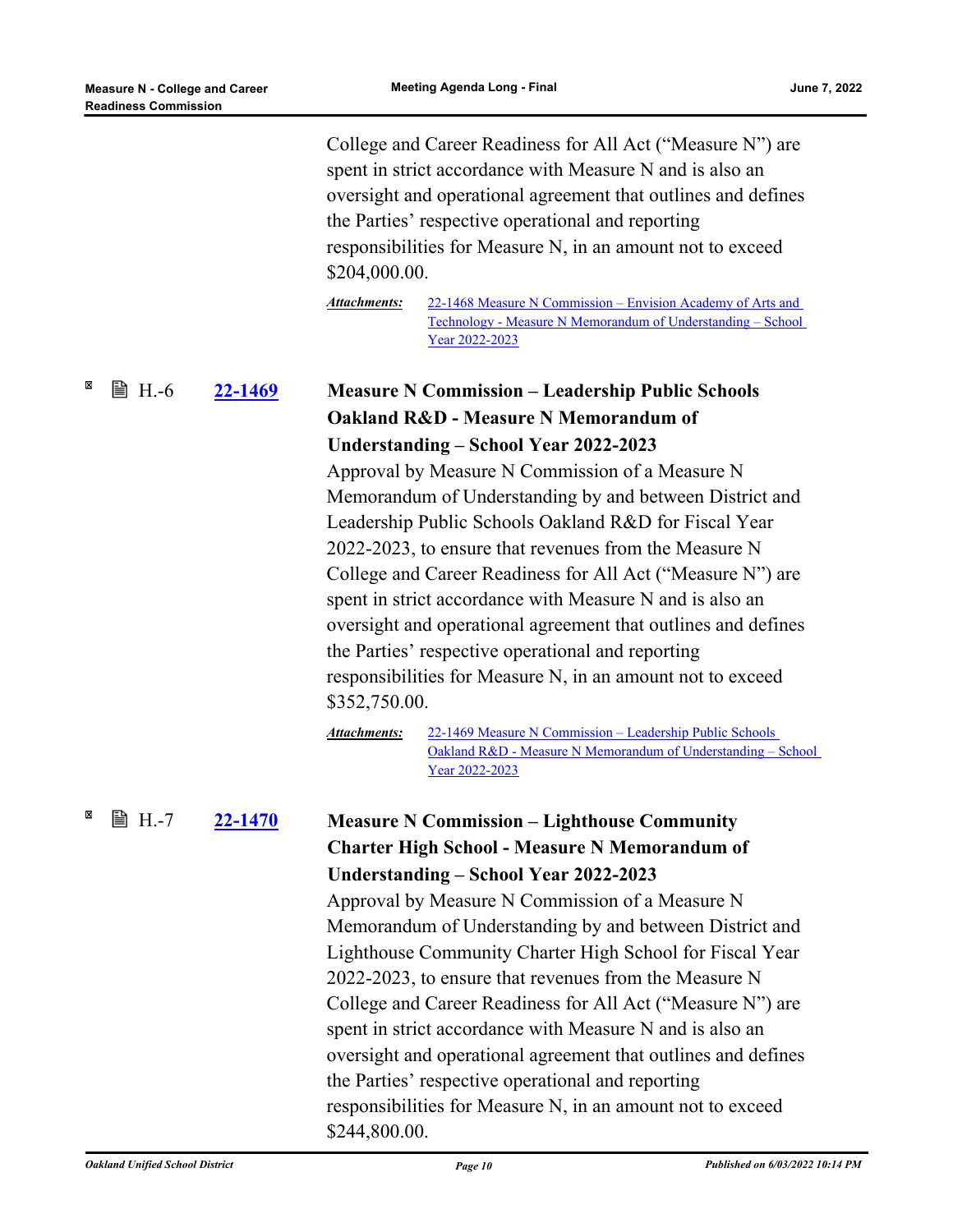College and Career Readiness for All Act (“Measure N”) are spent in strict accordance with Measure N and is also an oversight and operational agreement that outlines and defines the Parties’ respective operational and reporting responsibilities for Measure N, in an amount not to exceed $204,000.00.

***Attachments:*** 22-1468 Measure N Commission – Envision Academy of Arts and Technology - Measure N Memorandum of Understanding – School Year 2022-2023

H.-6 **22-1469** **Measure N Commission – Leadership Public Schools Oakland R&D - Measure N Memorandum of Understanding – School Year 2022-2023**

Approval by Measure N Commission of a Measure N Memorandum of Understanding by and between District and Leadership Public Schools Oakland R&D for Fiscal Year 2022-2023, to ensure that revenues from the Measure N College and Career Readiness for All Act (“Measure N”) are spent in strict accordance with Measure N and is also an oversight and operational agreement that outlines and defines the Parties’ respective operational and reporting responsibilities for Measure N, in an amount not to exceed $352,750.00.

***Attachments:*** 22-1469 Measure N Commission – Leadership Public Schools Oakland R&D - Measure N Memorandum of Understanding – School Year 2022-2023

H.-7 **22-1470** **Measure N Commission – Lighthouse Community Charter High School - Measure N Memorandum of Understanding – School Year 2022-2023**

Approval by Measure N Commission of a Measure N Memorandum of Understanding by and between District and Lighthouse Community Charter High School for Fiscal Year 2022-2023, to ensure that revenues from the Measure N College and Career Readiness for All Act (“Measure N”) are spent in strict accordance with Measure N and is also an oversight and operational agreement that outlines and defines the Parties’ respective operational and reporting responsibilities for Measure N, in an amount not to exceed $244,800.00.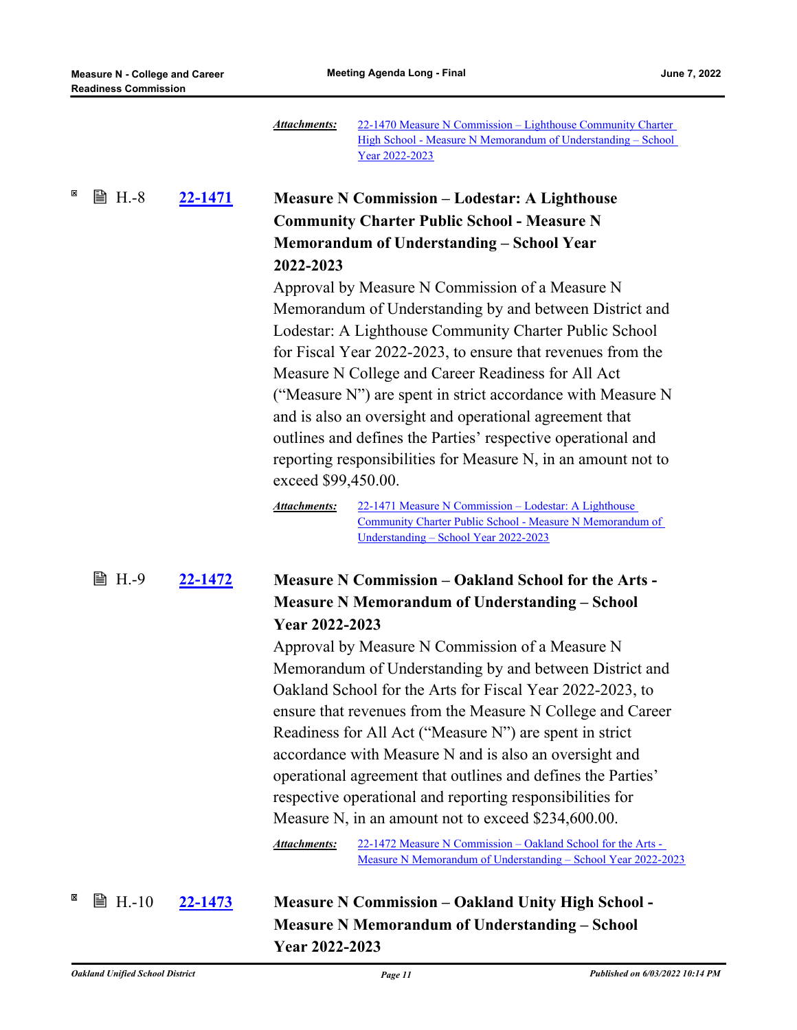***Attachments:*** [22-1470 Measure N Commission – Lighthouse Community Charter High School - Measure N Memorandum of Understanding – School Year 2022-2023]

H.-8 **[22-1471]**

**Measure N Commission – Lodestar: A Lighthouse Community Charter Public School - Measure N Memorandum of Understanding – School Year 2022-2023**

Approval by Measure N Commission of a Measure N Memorandum of Understanding by and between District and Lodestar: A Lighthouse Community Charter Public School for Fiscal Year 2022-2023, to ensure that revenues from the Measure N College and Career Readiness for All Act ("Measure N") are spent in strict accordance with Measure N and is also an oversight and operational agreement that outlines and defines the Parties' respective operational and reporting responsibilities for Measure N, in an amount not to exceed $99,450.00.

***Attachments:*** [22-1471 Measure N Commission – Lodestar: A Lighthouse Community Charter Public School - Measure N Memorandum of Understanding – School Year 2022-2023]

H.-9 **[22-1472]**

**Measure N Commission – Oakland School for the Arts - Measure N Memorandum of Understanding – School Year 2022-2023**

Approval by Measure N Commission of a Measure N Memorandum of Understanding by and between District and Oakland School for the Arts for Fiscal Year 2022-2023, to ensure that revenues from the Measure N College and Career Readiness for All Act ("Measure N") are spent in strict accordance with Measure N and is also an oversight and operational agreement that outlines and defines the Parties' respective operational and reporting responsibilities for Measure N, in an amount not to exceed $234,600.00.

***Attachments:*** [22-1472 Measure N Commission – Oakland School for the Arts - Measure N Memorandum of Understanding – School Year 2022-2023]

H.-10 **[22-1473]**

**Measure N Commission – Oakland Unity High School - Measure N Memorandum of Understanding – School Year 2022-2023**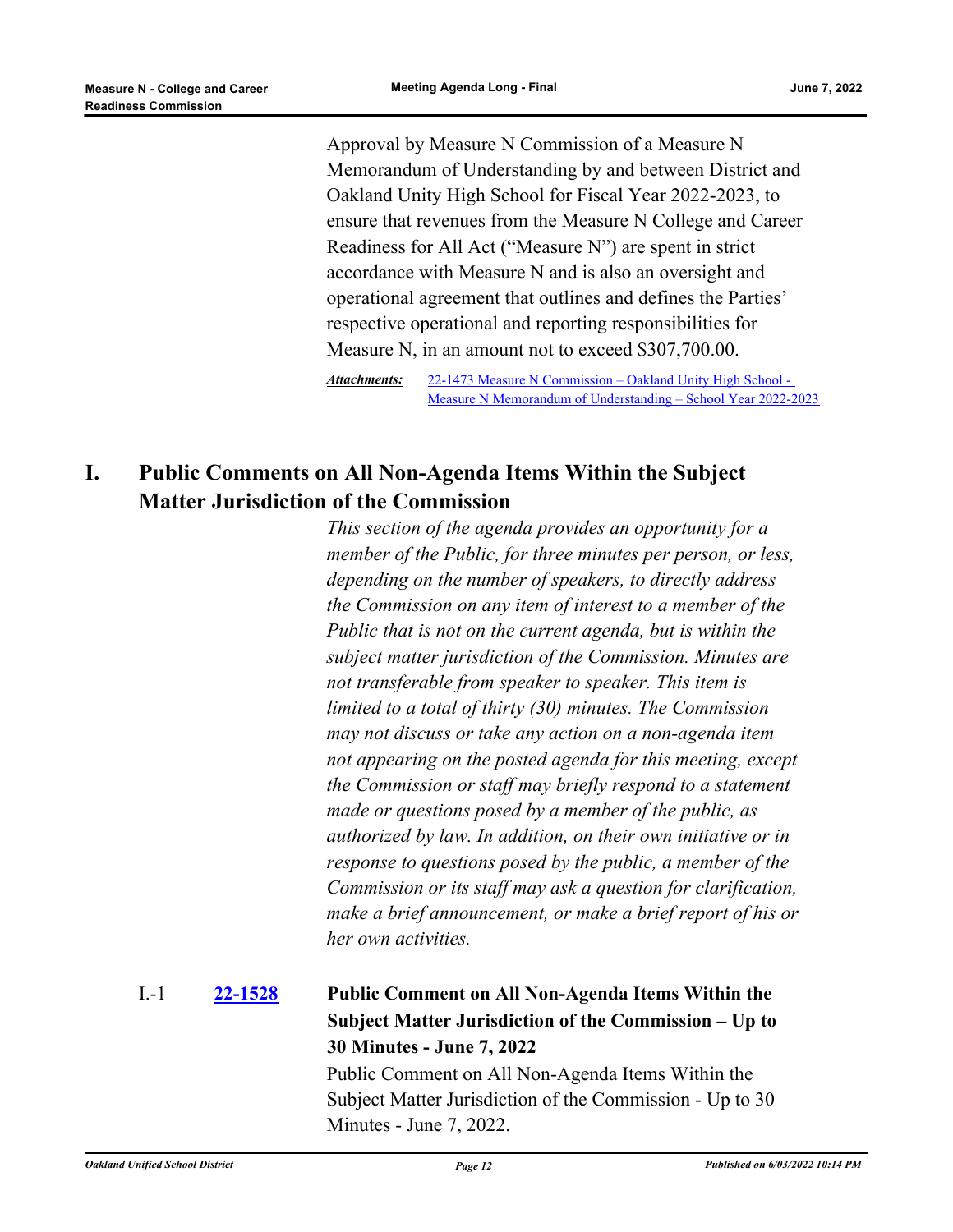Approval by Measure N Commission of a Measure N Memorandum of Understanding by and between District and Oakland Unity High School for Fiscal Year 2022-2023, to ensure that revenues from the Measure N College and Career Readiness for All Act ("Measure N") are spent in strict accordance with Measure N and is also an oversight and operational agreement that outlines and defines the Parties' respective operational and reporting responsibilities for Measure N, in an amount not to exceed $307,700.00.

***Attachments:*** 22-1473 Measure N Commission – Oakland Unity High School - Measure N Memorandum of Understanding – School Year 2022-2023

## I. Public Comments on All Non-Agenda Items Within the Subject Matter Jurisdiction of the Commission

*This section of the agenda provides an opportunity for a member of the Public, for three minutes per person, or less, depending on the number of speakers, to directly address the Commission on any item of interest to a member of the Public that is not on the current agenda, but is within the subject matter jurisdiction of the Commission. Minutes are not transferable from speaker to speaker. This item is limited to a total of thirty (30) minutes. The Commission may not discuss or take any action on a non-agenda item not appearing on the posted agenda for this meeting, except the Commission or staff may briefly respond to a statement made or questions posed by a member of the public, as authorized by law. In addition, on their own initiative or in response to questions posed by the public, a member of the Commission or its staff may ask a question for clarification, make a brief announcement, or make a brief report of his or her own activities.*

I.-1 **22-1528** **Public Comment on All Non-Agenda Items Within the Subject Matter Jurisdiction of the Commission – Up to 30 Minutes - June 7, 2022**

Public Comment on All Non-Agenda Items Within the Subject Matter Jurisdiction of the Commission - Up to 30 Minutes - June 7, 2022.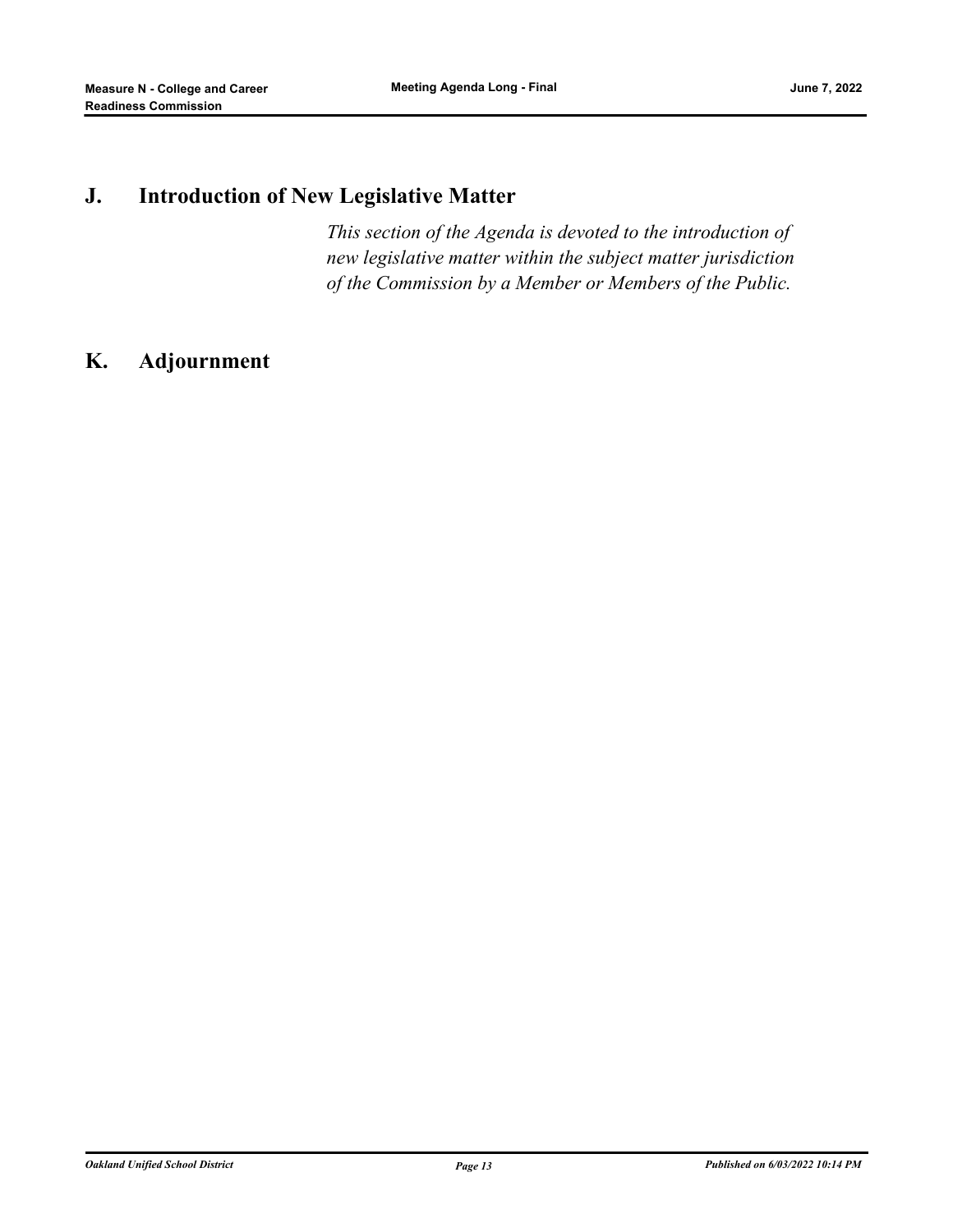## J. Introduction of New Legislative Matter

*This section of the Agenda is devoted to the introduction of new legislative matter within the subject matter jurisdiction of the Commission by a Member or Members of the Public.*

## K. Adjournment